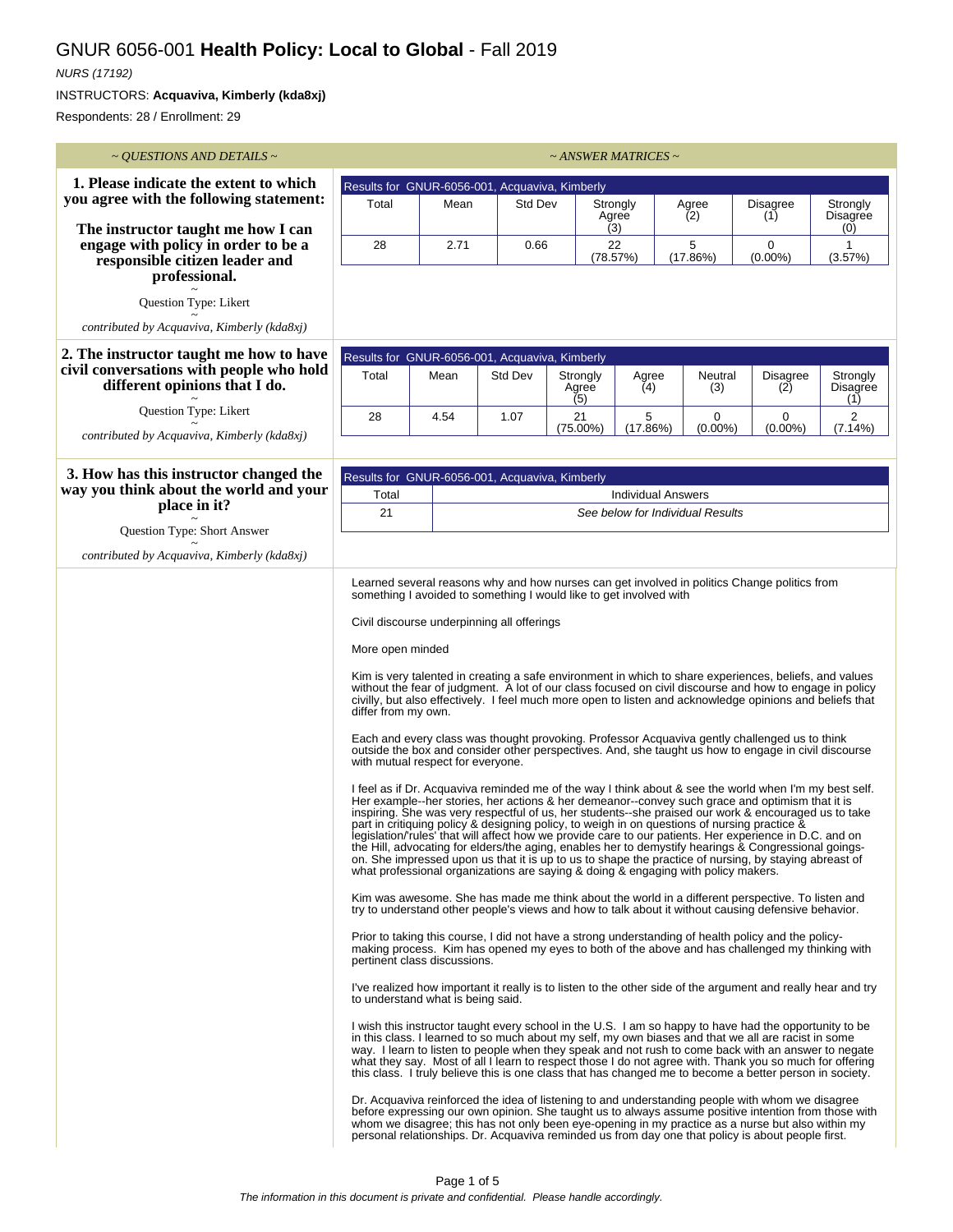# GNUR 6056-001 **Health Policy: Local to Global** - Fall 2019

*NURS (17192)*

INSTRUCTORS: **Acquaviva, Kimberly (kda8xj)**

Respondents: 28 / Enrollment: 29

| *~ QUESTIONS AND DETAILS ~* | *~ ANSWER MATRICES ~* |
|---|---|

**1. Please indicate the extent to which you agree with the following statement:**

**The instructor taught me how I can engage with policy in order to be a responsible citizen leader and professional.**

Question Type: Likert

*contributed by Acquaviva, Kimberly (kda8xj)*

Results for GNUR-6056-001, Acquaviva, Kimberly

| Total | Mean | Std Dev | Strongly Agree (3) | Agree (2) | Disagree (1) | Strongly Disagree (0) |
|---|---|---|---|---|---|---|
| 28 | 2.71 | 0.66 | 22 (78.57%) | 5 (17.86%) | 0 (0.00%) | 1 (3.57%) |

**2. The instructor taught me how to have civil conversations with people who hold different opinions that I do.**

Question Type: Likert

*contributed by Acquaviva, Kimberly (kda8xj)*

Results for GNUR-6056-001, Acquaviva, Kimberly

| Total | Mean | Std Dev | Strongly Agree (5) | Agree (4) | Neutral (3) | Disagree (2) | Strongly Disagree (1) |
|---|---|---|---|---|---|---|---|
| 28 | 4.54 | 1.07 | 21 (75.00%) | 5 (17.86%) | 0 (0.00%) | 0 (0.00%) | 2 (7.14%) |

**3. How has this instructor changed the way you think about the world and your place in it?**

Question Type: Short Answer

*contributed by Acquaviva, Kimberly (kda8xj)*

Results for GNUR-6056-001, Acquaviva, Kimberly

| Total | Individual Answers |
|---|---|
| 21 | *See below for Individual Results* |

Learned several reasons why and how nurses can get involved in politics Change politics from something I avoided to something I would like to get involved with

Civil discourse underpinning all offerings

More open minded

Kim is very talented in creating a safe environment in which to share experiences, beliefs, and values without the fear of judgment. A lot of our class focused on civil discourse and how to engage in policy civilly, but also effectively. I feel much more open to listen and acknowledge opinions and beliefs that differ from my own.

Each and every class was thought provoking. Professor Acquaviva gently challenged us to think outside the box and consider other perspectives. And, she taught us how to engage in civil discourse with mutual respect for everyone.

I feel as if Dr. Acquaviva reminded me of the way I think about & see the world when I'm my best self. Her example--her stories, her actions & her demeanor--convey such grace and optimism that it is inspiring. She was very respectful of us, her students--she praised our work & encouraged us to take part in critiquing policy & designing policy, to weigh in on questions of nursing practice & legislation/'rules' that will affect how we provide care to our patients. Her experience in D.C. and on the Hill, advocating for elders/the aging, enables her to demystify hearings & Congressional goings-on. She impressed upon us that it is up to us to shape the practice of nursing, by staying abreast of what professional organizations are saying & doing & engaging with policy makers.

Kim was awesome. She has made me think about the world in a different perspective. To listen and try to understand other people's views and how to talk about it without causing defensive behavior.

Prior to taking this course, I did not have a strong understanding of health policy and the policy-making process. Kim has opened my eyes to both of the above and has challenged my thinking with pertinent class discussions.

I've realized how important it really is to listen to the other side of the argument and really hear and try to understand what is being said.

I wish this instructor taught every school in the U.S. I am so happy to have had the opportunity to be in this class. I learned to so much about my self, my own biases and that we all are racist in some way. I learn to listen to people when they speak and not rush to come back with an answer to negate what they say. Most of all I learn to respect those I do not agree with. Thank you so much for offering this class. I truly believe this is one class that has changed me to become a better person in society.

Dr. Acquaviva reinforced the idea of listening to and understanding people with whom we disagree before expressing our own opinion. She taught us to always assume positive intention from those with whom we disagree; this has not only been eye-opening in my practice as a nurse but also within my personal relationships. Dr. Acquaviva reminded us from day one that policy is about people first.

*The information in this document is private and confidential. Please handle accordingly.*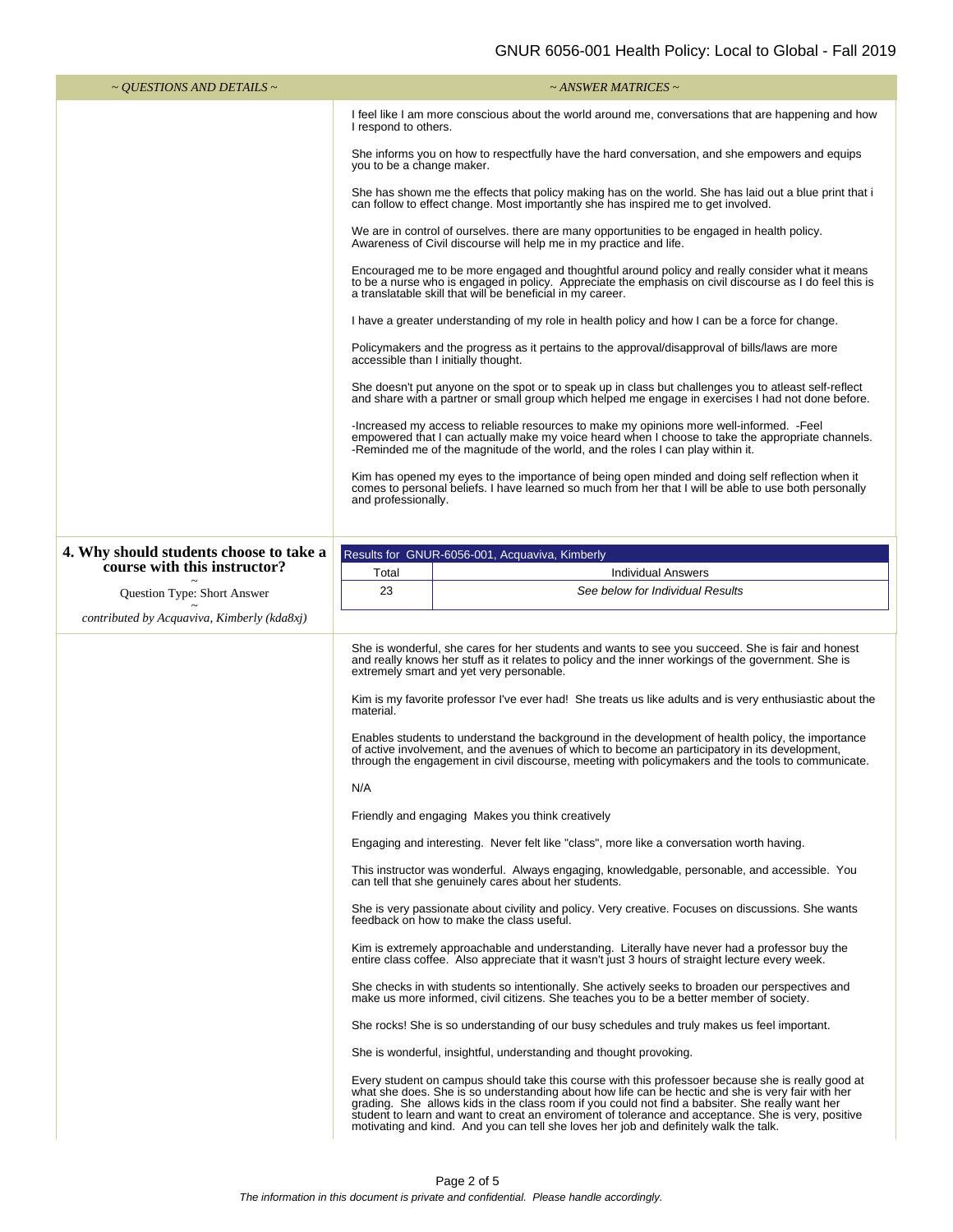| ~ QUESTIONS AND DETAILS ~ | ~ ANSWER MATRICES ~ |
|---|---|

I feel like I am more conscious about the world around me, conversations that are happening and how I respond to others.

She informs you on how to respectfully have the hard conversation, and she empowers and equips you to be a change maker.

She has shown me the effects that policy making has on the world. She has laid out a blue print that i can follow to effect change. Most importantly she has inspired me to get involved.

We are in control of ourselves. there are many opportunities to be engaged in health policy. Awareness of Civil discourse will help me in my practice and life.

Encouraged me to be more engaged and thoughtful around policy and really consider what it means to be a nurse who is engaged in policy. Appreciate the emphasis on civil discourse as I do feel this is a translatable skill that will be beneficial in my career.

I have a greater understanding of my role in health policy and how I can be a force for change.

Policymakers and the progress as it pertains to the approval/disapproval of bills/laws are more accessible than I initially thought.

She doesn't put anyone on the spot or to speak up in class but challenges you to atleast self-reflect and share with a partner or small group which helped me engage in exercises I had not done before.

-Increased my access to reliable resources to make my opinions more well-informed. -Feel empowered that I can actually make my voice heard when I choose to take the appropriate channels. -Reminded me of the magnitude of the world, and the roles I can play within it.

Kim has opened my eyes to the importance of being open minded and doing self reflection when it comes to personal beliefs. I have learned so much from her that I will be able to use both personally and professionally.

## 4. Why should students choose to take a course with this instructor?

~

Question Type: Short Answer

~

*contributed by Acquaviva, Kimberly (kda8xj)*

| Results for GNUR-6056-001, Acquaviva, Kimberly | |
|---|---|
| Total | Individual Answers |
| 23 | *See below for Individual Results* |

She is wonderful, she cares for her students and wants to see you succeed. She is fair and honest and really knows her stuff as it relates to policy and the inner workings of the government. She is extremely smart and yet very personable.

Kim is my favorite professor I've ever had! She treats us like adults and is very enthusiastic about the material.

Enables students to understand the background in the development of health policy, the importance of active involvement, and the avenues of which to become an participatory in its development, through the engagement in civil discourse, meeting with policymakers and the tools to communicate.

N/A

Friendly and engaging Makes you think creatively

Engaging and interesting. Never felt like "class", more like a conversation worth having.

This instructor was wonderful. Always engaging, knowledgable, personable, and accessible. You can tell that she genuinely cares about her students.

She is very passionate about civility and policy. Very creative. Focuses on discussions. She wants feedback on how to make the class useful.

Kim is extremely approachable and understanding. Literally have never had a professor buy the entire class coffee. Also appreciate that it wasn't just 3 hours of straight lecture every week.

She checks in with students so intentionally. She actively seeks to broaden our perspectives and make us more informed, civil citizens. She teaches you to be a better member of society.

She rocks! She is so understanding of our busy schedules and truly makes us feel important.

She is wonderful, insightful, understanding and thought provoking.

Every student on campus should take this course with this professoer because she is really good at what she does. She is so understanding about how life can be hectic and she is very fair with her grading. She allows kids in the class room if you could not find a babsiter. She really want her student to learn and want to creat an enviroment of tolerance and acceptance. She is very, positive motivating and kind. And you can tell she loves her job and definitely walk the talk.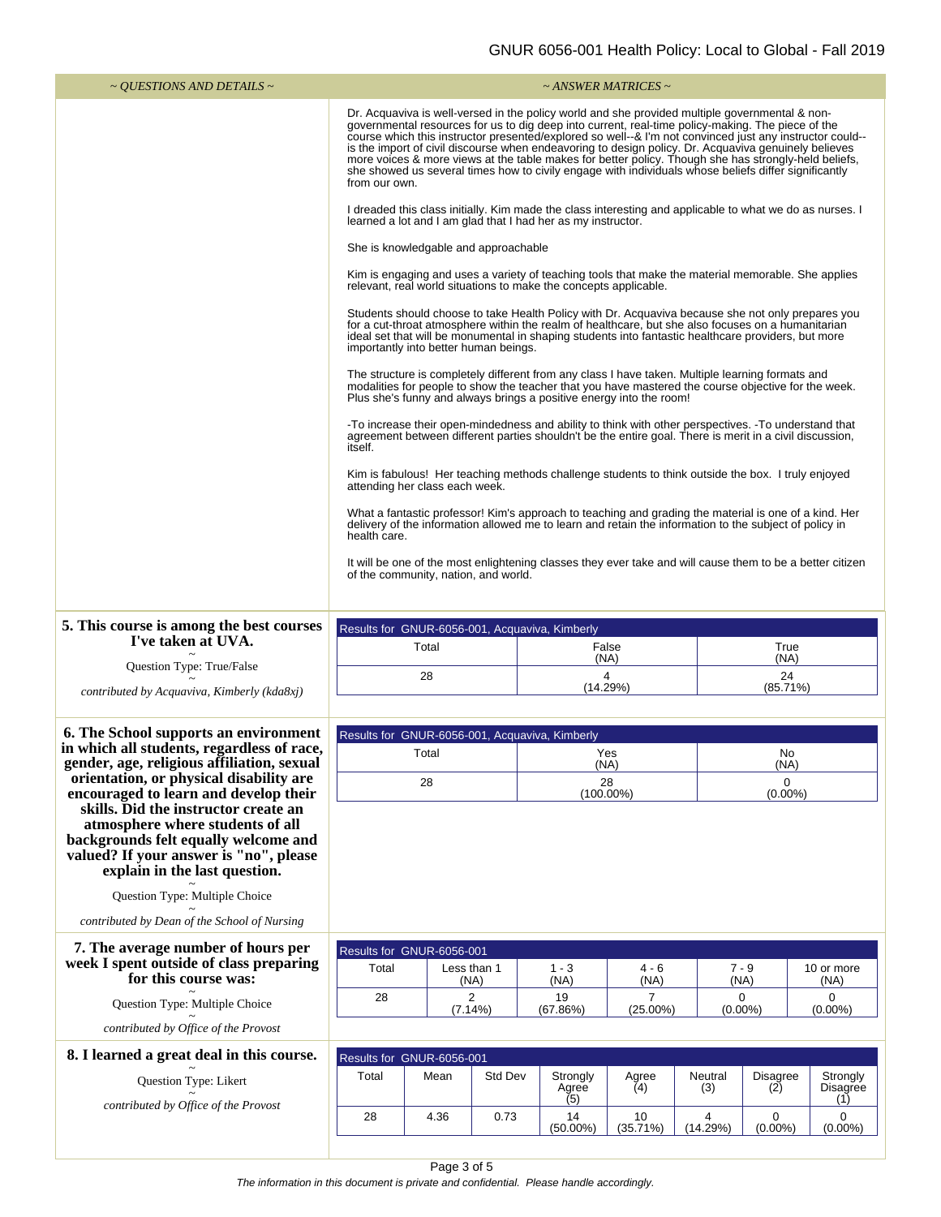| ~ QUESTIONS AND DETAILS ~ | ~ ANSWER MATRICES ~ |
|---|---|

Dr. Acquaviva is well-versed in the policy world and she provided multiple governmental & non-governmental resources for us to dig deep into current, real-time policy-making. The piece of the course which this instructor presented/explored so well--& I'm not convinced just any instructor could--is the import of civil discourse when endeavoring to design policy. Dr. Acquaviva genuinely believes more voices & more views at the table makes for better policy. Though she has strongly-held beliefs, she showed us several times how to civily engage with individuals whose beliefs differ significantly from our own.

I dreaded this class initially. Kim made the class interesting and applicable to what we do as nurses. I learned a lot and I am glad that I had her as my instructor.

She is knowledgable and approachable

Kim is engaging and uses a variety of teaching tools that make the material memorable. She applies relevant, real world situations to make the concepts applicable.

Students should choose to take Health Policy with Dr. Acquaviva because she not only prepares you for a cut-throat atmosphere within the realm of healthcare, but she also focuses on a humanitarian ideal set that will be monumental in shaping students into fantastic healthcare providers, but more importantly into better human beings.

The structure is completely different from any class I have taken. Multiple learning formats and modalities for people to show the teacher that you have mastered the course objective for the week. Plus she's funny and always brings a positive energy into the room!

-To increase their open-mindedness and ability to think with other perspectives. -To understand that agreement between different parties shouldn't be the entire goal. There is merit in a civil discussion, itself.

Kim is fabulous! Her teaching methods challenge students to think outside the box. I truly enjoyed attending her class each week.

What a fantastic professor! Kim's approach to teaching and grading the material is one of a kind. Her delivery of the information allowed me to learn and retain the information to the subject of policy in health care.

It will be one of the most enlightening classes they ever take and will cause them to be a better citizen of the community, nation, and world.

**5. This course is among the best courses I've taken at UVA.**

~

Question Type: True/False

~

*contributed by Acquaviva, Kimberly (kda8xj)*

Results for GNUR-6056-001, Acquaviva, Kimberly

| Total | False (NA) | True (NA) |
|---|---|---|
| 28 | 4 (14.29%) | 24 (85.71%) |

**6. The School supports an environment in which all students, regardless of race, gender, age, religious affiliation, sexual orientation, or physical disability are encouraged to learn and develop their skills. Did the instructor create an atmosphere where students of all backgrounds felt equally welcome and valued? If your answer is "no", please explain in the last question.**

~

Question Type: Multiple Choice

~

*contributed by Dean of the School of Nursing*

Results for GNUR-6056-001, Acquaviva, Kimberly

| Total | Yes (NA) | No (NA) |
|---|---|---|
| 28 | 28 (100.00%) | 0 (0.00%) |

**7. The average number of hours per week I spent outside of class preparing for this course was:**

~

Question Type: Multiple Choice

~

*contributed by Office of the Provost*

Results for GNUR-6056-001

| Total | Less than 1 (NA) | 1 - 3 (NA) | 4 - 6 (NA) | 7 - 9 (NA) | 10 or more (NA) |
|---|---|---|---|---|---|
| 28 | 2 (7.14%) | 19 (67.86%) | 7 (25.00%) | 0 (0.00%) | 0 (0.00%) |

**8. I learned a great deal in this course.**

~

Question Type: Likert

~

*contributed by Office of the Provost*

Results for GNUR-6056-001

| Total | Mean | Std Dev | Strongly Agree (5) | Agree (4) | Neutral (3) | Disagree (2) | Strongly Disagree (1) |
|---|---|---|---|---|---|---|---|
| 28 | 4.36 | 0.73 | 14 (50.00%) | 10 (35.71%) | 4 (14.29%) | 0 (0.00%) | 0 (0.00%) |

*The information in this document is private and confidential. Please handle accordingly.*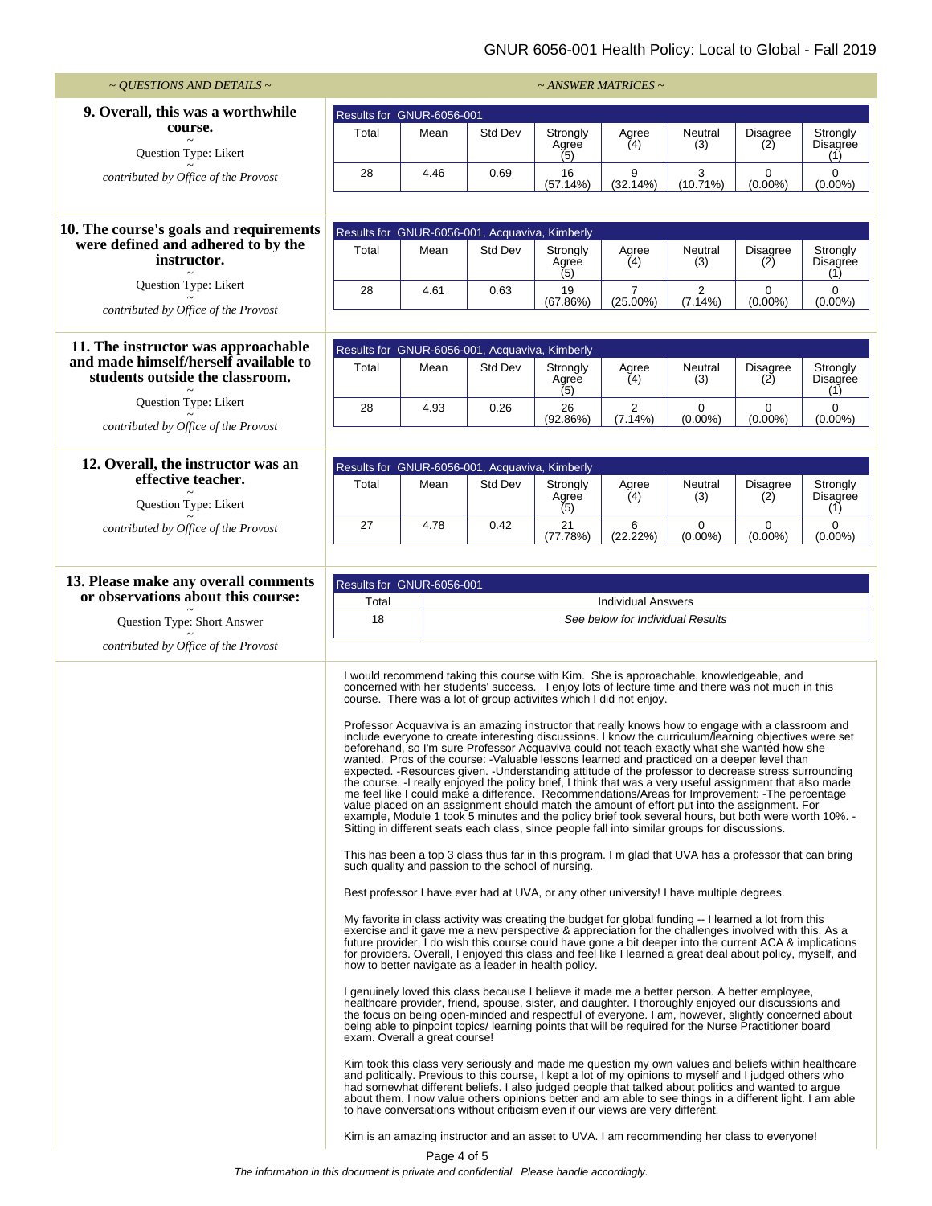| ~ QUESTIONS AND DETAILS ~ | ~ ANSWER MATRICES ~ |
|---|---|

**9. Overall, this was a worthwhile course.**
~
Question Type: Likert
~
*contributed by Office of the Provost*

Results for GNUR-6056-001

| Total | Mean | Std Dev | Strongly Agree (5) | Agree (4) | Neutral (3) | Disagree (2) | Strongly Disagree (1) |
|---|---|---|---|---|---|---|---|
| 28 | 4.46 | 0.69 | 16 (57.14%) | 9 (32.14%) | 3 (10.71%) | 0 (0.00%) | 0 (0.00%) |

**10. The course's goals and requirements were defined and adhered to by the instructor.**
~
Question Type: Likert
~
*contributed by Office of the Provost*

Results for GNUR-6056-001, Acquaviva, Kimberly

| Total | Mean | Std Dev | Strongly Agree (5) | Agree (4) | Neutral (3) | Disagree (2) | Strongly Disagree (1) |
|---|---|---|---|---|---|---|---|
| 28 | 4.61 | 0.63 | 19 (67.86%) | 7 (25.00%) | 2 (7.14%) | 0 (0.00%) | 0 (0.00%) |

**11. The instructor was approachable and made himself/herself available to students outside the classroom.**
~
Question Type: Likert
~
*contributed by Office of the Provost*

Results for GNUR-6056-001, Acquaviva, Kimberly

| Total | Mean | Std Dev | Strongly Agree (5) | Agree (4) | Neutral (3) | Disagree (2) | Strongly Disagree (1) |
|---|---|---|---|---|---|---|---|
| 28 | 4.93 | 0.26 | 26 (92.86%) | 2 (7.14%) | 0 (0.00%) | 0 (0.00%) | 0 (0.00%) |

**12. Overall, the instructor was an effective teacher.**
~
Question Type: Likert
~
*contributed by Office of the Provost*

Results for GNUR-6056-001, Acquaviva, Kimberly

| Total | Mean | Std Dev | Strongly Agree (5) | Agree (4) | Neutral (3) | Disagree (2) | Strongly Disagree (1) |
|---|---|---|---|---|---|---|---|
| 27 | 4.78 | 0.42 | 21 (77.78%) | 6 (22.22%) | 0 (0.00%) | 0 (0.00%) | 0 (0.00%) |

**13. Please make any overall comments or observations about this course:**
~
Question Type: Short Answer
~
*contributed by Office of the Provost*

Results for GNUR-6056-001

| Total | Individual Answers |
|---|---|
| 18 | *See below for Individual Results* |

I would recommend taking this course with Kim. She is approachable, knowledgeable, and concerned with her students' success. I enjoy lots of lecture time and there was not much in this course. There was a lot of group activiites which I did not enjoy.

Professor Acquaviva is an amazing instructor that really knows how to engage with a classroom and include everyone to create interesting discussions. I know the curriculum/learning objectives were set beforehand, so I'm sure Professor Acquaviva could not teach exactly what she wanted how she wanted. Pros of the course: -Valuable lessons learned and practiced on a deeper level than expected. -Resources given. -Understanding attitude of the professor to decrease stress surrounding the course. -I really enjoyed the policy brief, I think that was a very useful assignment that also made me feel like I could make a difference. Recommendations/Areas for Improvement: -The percentage value placed on an assignment should match the amount of effort put into the assignment. For example, Module 1 took 5 minutes and the policy brief took several hours, but both were worth 10%. -Sitting in different seats each class, since people fall into similar groups for discussions.

This has been a top 3 class thus far in this program. I m glad that UVA has a professor that can bring such quality and passion to the school of nursing.

Best professor I have ever had at UVA, or any other university! I have multiple degrees.

My favorite in class activity was creating the budget for global funding -- I learned a lot from this exercise and it gave me a new perspective & appreciation for the challenges involved with this. As a future provider, I do wish this course could have gone a bit deeper into the current ACA & implications for providers. Overall, I enjoyed this class and feel like I learned a great deal about policy, myself, and how to better navigate as a leader in health policy.

I genuinely loved this class because I believe it made me a better person. A better employee, healthcare provider, friend, spouse, sister, and daughter. I thoroughly enjoyed our discussions and the focus on being open-minded and respectful of everyone. I am, however, slightly concerned about being able to pinpoint topics/ learning points that will be required for the Nurse Practitioner board exam. Overall a great course!

Kim took this class very seriously and made me question my own values and beliefs within healthcare and politically. Previous to this course, I kept a lot of my opinions to myself and I judged others who had somewhat different beliefs. I also judged people that talked about politics and wanted to argue about them. I now value others opinions better and am able to see things in a different light. I am able to have conversations without criticism even if our views are very different.

Kim is an amazing instructor and an asset to UVA. I am recommending her class to everyone!

*The information in this document is private and confidential. Please handle accordingly.*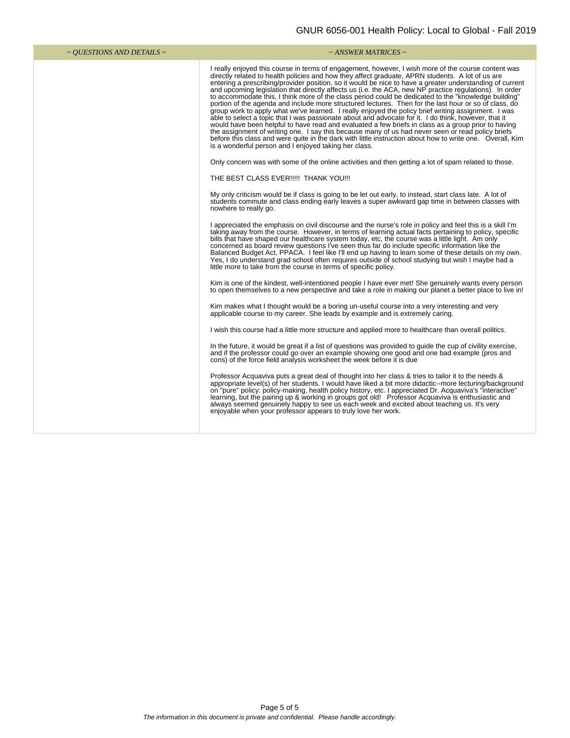| ~ QUESTIONS AND DETAILS ~ | ~ ANSWER MATRICES ~ |
| --- | --- |
| | I really enjoyed this course in terms of engagement, however, I wish more of the course content was directly related to health policies and how they affect graduate, APRN students. A lot of us are entering a prescribing/provider position, so it would be nice to have a greater understanding of current and upcoming legislation that directly affects us (i.e. the ACA, new NP practice regulations). In order to accommodate this, I think more of the class period could be dedicated to the "knowledge building" portion of the agenda and include more structured lectures. Then for the last hour or so of class, do group work to apply what we've learned. I really enjoyed the policy brief writing assignment. I was able to select a topic that I was passionate about and advocate for it. I do think, however, that it would have been helpful to have read and evaluated a few briefs in class as a group prior to having the assignment of writing one. I say this because many of us had never seen or read policy briefs before this class and were quite in the dark with little instruction about how to write one. Overall, Kim is a wonderful person and I enjoyed taking her class. |
| | Only concern was with some of the online activities and then getting a lot of spam related to those. |
| | THE BEST CLASS EVER!!!!! THANK YOU!!! |
| | My only criticism would be if class is going to be let out early, to instead, start class late. A lot of students commute and class ending early leaves a super awkward gap time in between classes with nowhere to really go. |
| | I appreciated the emphasis on civil discourse and the nurse's role in policy and feel this is a skill I'm taking away from the course. However, in terms of learning actual facts pertaining to policy, specific bills that have shaped our healthcare system today, etc, the course was a little light. Am only concerned as board review questions I've seen thus far do include specific information like the Balanced Budget Act, PPACA. I feel like I'll end up having to learn some of these details on my own. Yes, I do understand grad school often requires outside of school studying but wish I maybe had a little more to take from the course in terms of specific policy. |
| | Kim is one of the kindest, well-intentioned people I have ever met! She genuinely wants every person to open themselves to a new perspective and take a role in making our planet a better place to live in! |
| | Kim makes what I thought would be a boring un-useful course into a very interesting and very applicable course to my career. She leads by example and is extremely caring. |
| | I wish this course had a little more structure and applied more to healthcare than overall politics. |
| | In the future, it would be great if a list of questions was provided to guide the cup of civility exercise, and if the professor could go over an example showing one good and one bad example (pros and cons) of the force field analysis worksheet the week before it is due |
| | Professor Acquaviva puts a great deal of thought into her class & tries to tailor it to the needs & appropriate level(s) of her students. I would have liked a bit more didactic--more lecturing/background on "pure" policy: policy-making, health policy history, etc. I appreciated Dr. Acquaviva's "interactive" learning, but the pairing up & working in groups got old! Professor Acquaviva is enthusiastic and always seemed genuinely happy to see us each week and excited about teaching us. It's very enjoyable when your professor appears to truly love her work. |

*The information in this document is private and confidential. Please handle accordingly.*